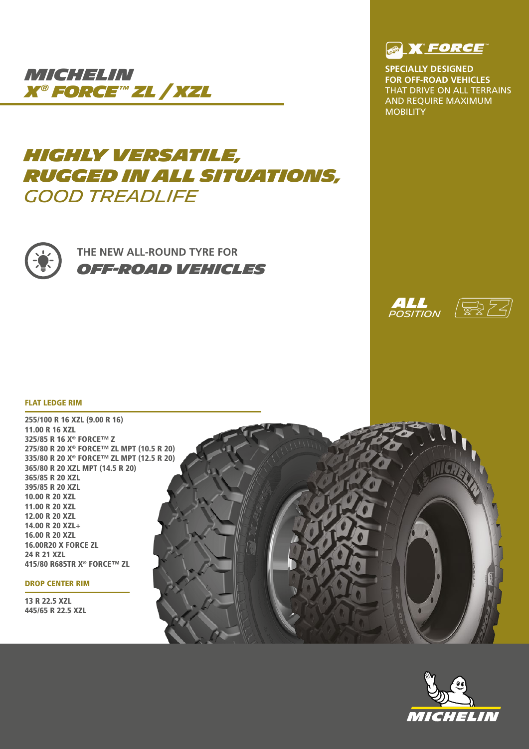# MICHELIN X® FORCE™ ZL / XZL

X FORCE™

**SPECIALLY DESIGNED FOR OFF-ROAD VEHICLES** THAT DRIVE ON ALL TERRAINS AND REQUIRE MAXIMUM MOBILITY

## HIGHLY VERSATILE, RUGGED IN ALL SITUATIONS, GOOD TREADLIFE

### THE NEW ALL-ROUND TYRE FOR *OFF-ROAD VEHICLES*

**ALL** *POSITION*

#### FLAT LEDGE RIM

**255/100 R 16 XZL (9.00 R 16)**
**11.00 R 16 XZL**
**325/85 R 16 X® FORCE™ Z**
**275/80 R 20 X® FORCE™ ZL MPT (10.5 R 20)**
**335/80 R 20 X® FORCE™ ZL MPT (12.5 R 20)**
**365/80 R 20 XZL MPT (14.5 R 20)**
**365/85 R 20 XZL**
**395/85 R 20 XZL**
**10.00 R 20 XZL**
**11.00 R 20 XZL**
**12.00 R 20 XZL**
**14.00 R 20 XZL+**
**16.00 R 20 XZL**
**16.00R20 X FORCE ZL**
**24 R 21 XZL**
**415/80 R685TR X® FORCE™ ZL**

#### DROP CENTER RIM

**13 R 22.5 XZL**
**445/65 R 22.5 XZL**

MICHELIN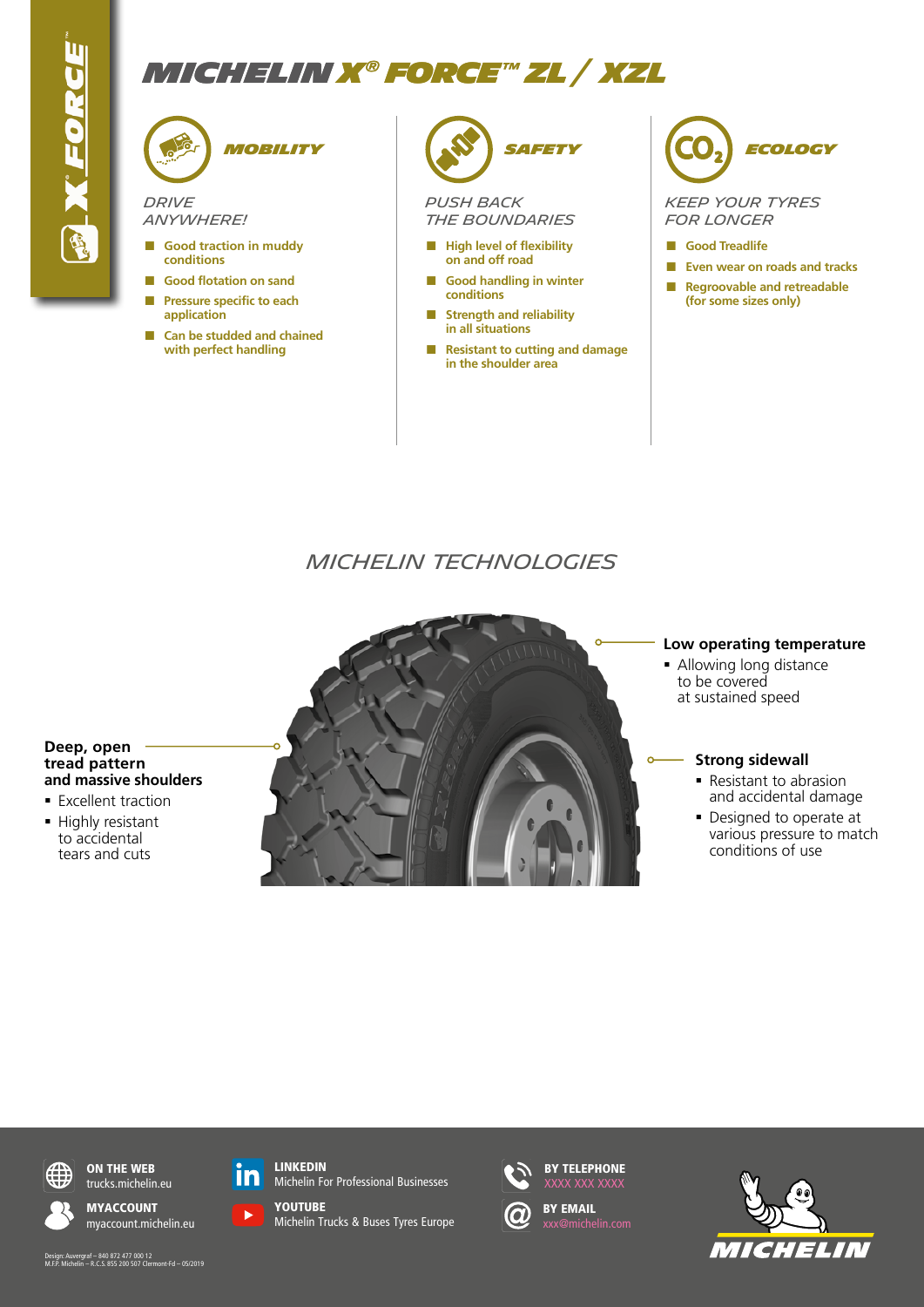# MICHELIN X® FORCE™ ZL / XZL

## MOBILITY

*DRIVE ANYWHERE!*

- Good traction in muddy conditions
- Good flotation on sand
- Pressure specific to each application
- Can be studded and chained with perfect handling

## SAFETY

*PUSH BACK THE BOUNDARIES*

- High level of flexibility on and off road
- Good handling in winter conditions
- Strength and reliability in all situations
- Resistant to cutting and damage in the shoulder area

## ECOLOGY

*KEEP YOUR TYRES FOR LONGER*

- Good Treadlife
- Even wear on roads and tracks
- Regroovable and retreadable (for some sizes only)

## MICHELIN TECHNOLOGIES

**Deep, open tread pattern and massive shoulders**

- Excellent traction
- Highly resistant to accidental tears and cuts

**Low operating temperature**

- Allowing long distance to be covered at sustained speed

**Strong sidewall**

- Resistant to abrasion and accidental damage
- Designed to operate at various pressure to match conditions of use

**ON THE WEB**
trucks.michelin.eu

**MYACCOUNT**
myaccount.michelin.eu

**LINKEDIN**
Michelin For Professional Businesses

**YOUTUBE**
Michelin Trucks & Buses Tyres Europe

**BY TELEPHONE**
XXXX XXX XXXX

**BY EMAIL**
xxx@michelin.com

Design: Auvergraf – 840 872 477 000 12
M.F.P. Michelin – R.C.S. 855 200 507 Clermont-Fd – 05/2019